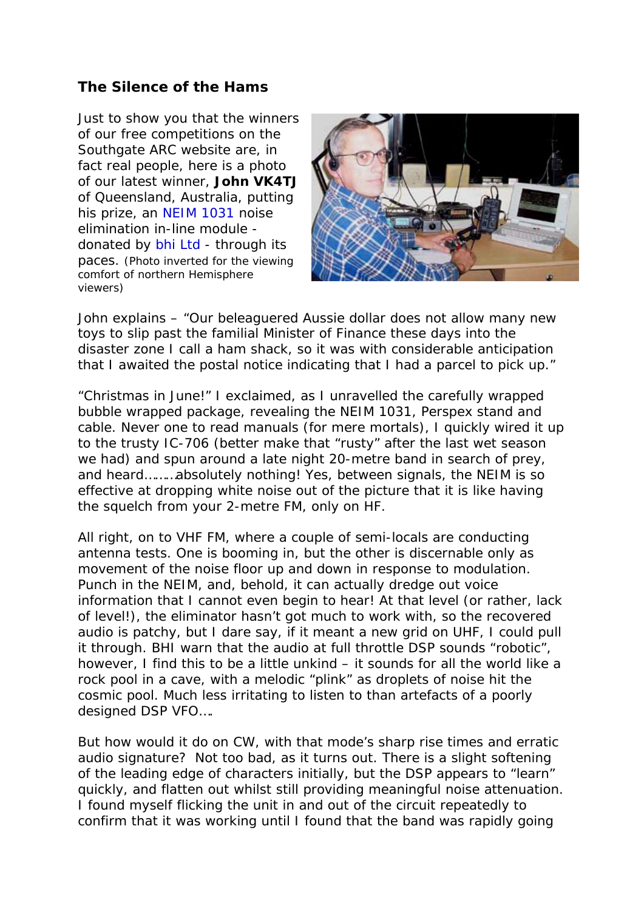## The Silence of the Hams

Just to show you that the winners of our free competitions on the Southgate ARC website are, in fact real people, here is a photo of our latest winner, **John VK4TJ** of Queensland, Australia, putting his prize, an NEIM 1031 noise elimination in-line module - donated by bhi Ltd - through its paces. (Photo inverted for the viewing comfort of northern Hemisphere viewers)

John explains – "Our beleaguered Aussie dollar does not allow many new toys to slip past the familial Minister of Finance these days into the disaster zone I call a ham shack, so it was with considerable anticipation that I awaited the postal notice indicating that I had a parcel to pick up."

"Christmas in June!" I exclaimed, as I unravelled the carefully wrapped bubble wrapped package, revealing the NEIM 1031, Perspex stand and cable. Never one to read manuals (for mere mortals), I quickly wired it up to the trusty IC-706 (better make that "rusty" after the last wet season we had) and spun around a late night 20-metre band in search of prey, and heard……..absolutely nothing! Yes, between signals, the NEIM is so effective at dropping white noise out of the picture that it is like having the squelch from your 2-metre FM, only on HF.

All right, on to VHF FM, where a couple of semi-locals are conducting antenna tests. One is booming in, but the other is discernable only as movement of the noise floor up and down in response to modulation. Punch in the NEIM, and, behold, it can actually dredge out voice information that I cannot even begin to hear! At that level (or rather, lack of level!), the eliminator hasn't got much to work with, so the recovered audio is patchy, but I dare say, if it meant a new grid on UHF, I could pull it through. BHI warn that the audio at full throttle DSP sounds "robotic", however, I find this to be a little unkind – it sounds for all the world like a rock pool in a cave, with a melodic "plink" as droplets of noise hit the cosmic pool. Much less irritating to listen to than artefacts of a poorly designed DSP VFO….

But how would it do on CW, with that mode's sharp rise times and erratic audio signature? Not too bad, as it turns out. There is a slight softening of the leading edge of characters initially, but the DSP appears to "learn" quickly, and flatten out whilst still providing meaningful noise attenuation. I found myself flicking the unit in and out of the circuit repeatedly to confirm that it was working until I found that the band was rapidly going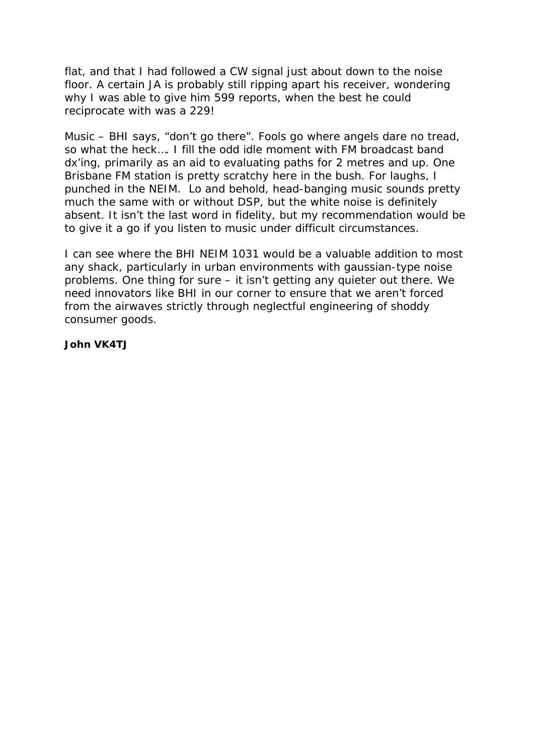flat, and that I had followed a CW signal just about down to the noise floor. A certain JA is probably still ripping apart his receiver, wondering why I was able to give him 599 reports, when the best he could reciprocate with was a 229!

Music – BHI says, "don't go there". Fools go where angels dare no tread, so what the heck…. I fill the odd idle moment with FM broadcast band dx'ing, primarily as an aid to evaluating paths for 2 metres and up. One Brisbane FM station is pretty scratchy here in the bush. For laughs, I punched in the NEIM. Lo and behold, head-banging music sounds pretty much the same with or without DSP, but the white noise is definitely absent. It isn't the last word in fidelity, but my recommendation would be to give it a go if you listen to music under difficult circumstances.

I can see where the BHI NEIM 1031 would be a valuable addition to most any shack, particularly in urban environments with gaussian-type noise problems. One thing for sure – it isn't getting any quieter out there. We need innovators like BHI in our corner to ensure that we aren't forced from the airwaves strictly through neglectful engineering of shoddy consumer goods.

**John VK4TJ**